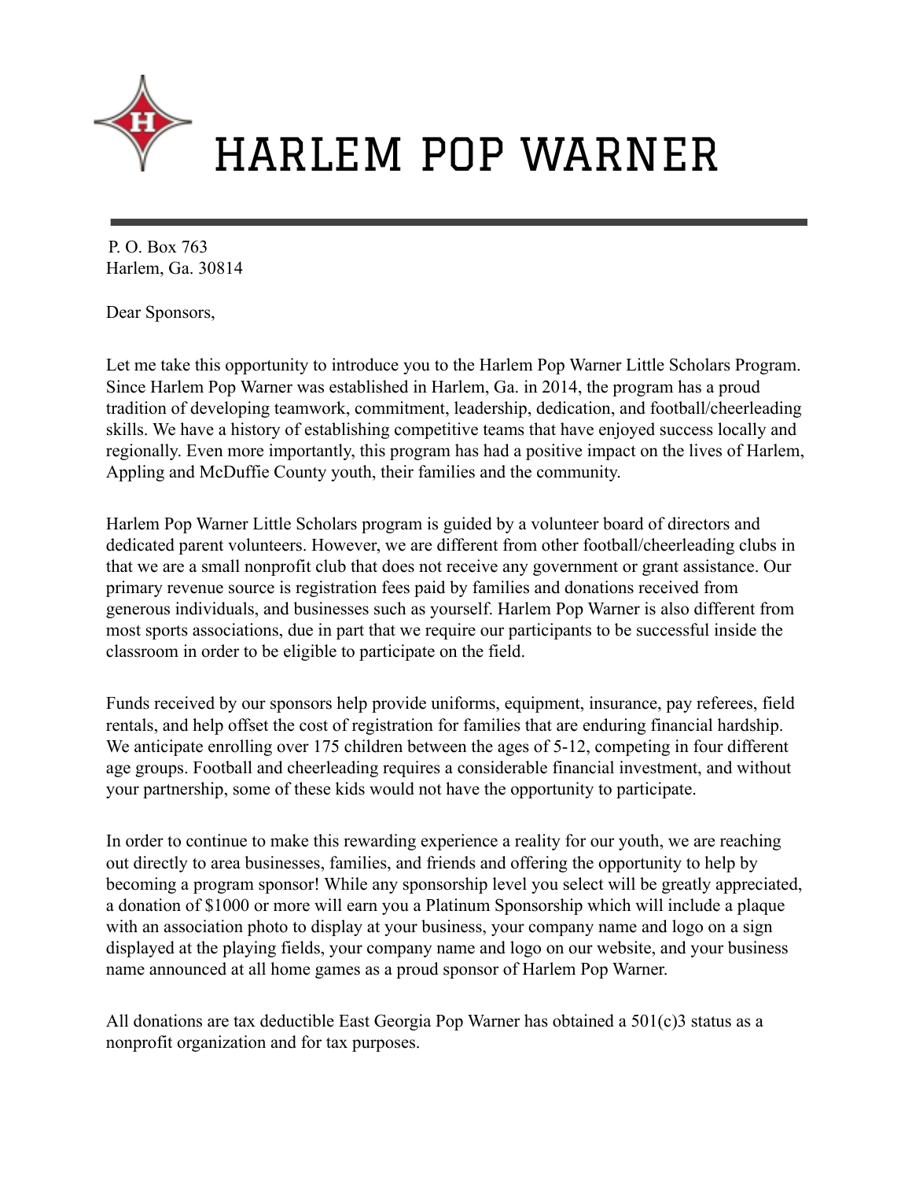# HARLEM POP WARNER

P. O. Box 763
Harlem, Ga. 30814

Dear Sponsors,

Let me take this opportunity to introduce you to the Harlem Pop Warner Little Scholars Program. Since Harlem Pop Warner was established in Harlem, Ga. in 2014, the program has a proud tradition of developing teamwork, commitment, leadership, dedication, and football/cheerleading skills. We have a history of establishing competitive teams that have enjoyed success locally and regionally. Even more importantly, this program has had a positive impact on the lives of Harlem, Appling and McDuffie County youth, their families and the community.

Harlem Pop Warner Little Scholars program is guided by a volunteer board of directors and dedicated parent volunteers. However, we are different from other football/cheerleading clubs in that we are a small nonprofit club that does not receive any government or grant assistance. Our primary revenue source is registration fees paid by families and donations received from generous individuals, and businesses such as yourself. Harlem Pop Warner is also different from most sports associations, due in part that we require our participants to be successful inside the classroom in order to be eligible to participate on the field.

Funds received by our sponsors help provide uniforms, equipment, insurance, pay referees, field rentals, and help offset the cost of registration for families that are enduring financial hardship. We anticipate enrolling over 175 children between the ages of 5-12, competing in four different age groups. Football and cheerleading requires a considerable financial investment, and without your partnership, some of these kids would not have the opportunity to participate.

In order to continue to make this rewarding experience a reality for our youth, we are reaching out directly to area businesses, families, and friends and offering the opportunity to help by becoming a program sponsor! While any sponsorship level you select will be greatly appreciated, a donation of $1000 or more will earn you a Platinum Sponsorship which will include a plaque with an association photo to display at your business, your company name and logo on a sign displayed at the playing fields, your company name and logo on our website, and your business name announced at all home games as a proud sponsor of Harlem Pop Warner.

All donations are tax deductible East Georgia Pop Warner has obtained a 501(c)3 status as a nonprofit organization and for tax purposes.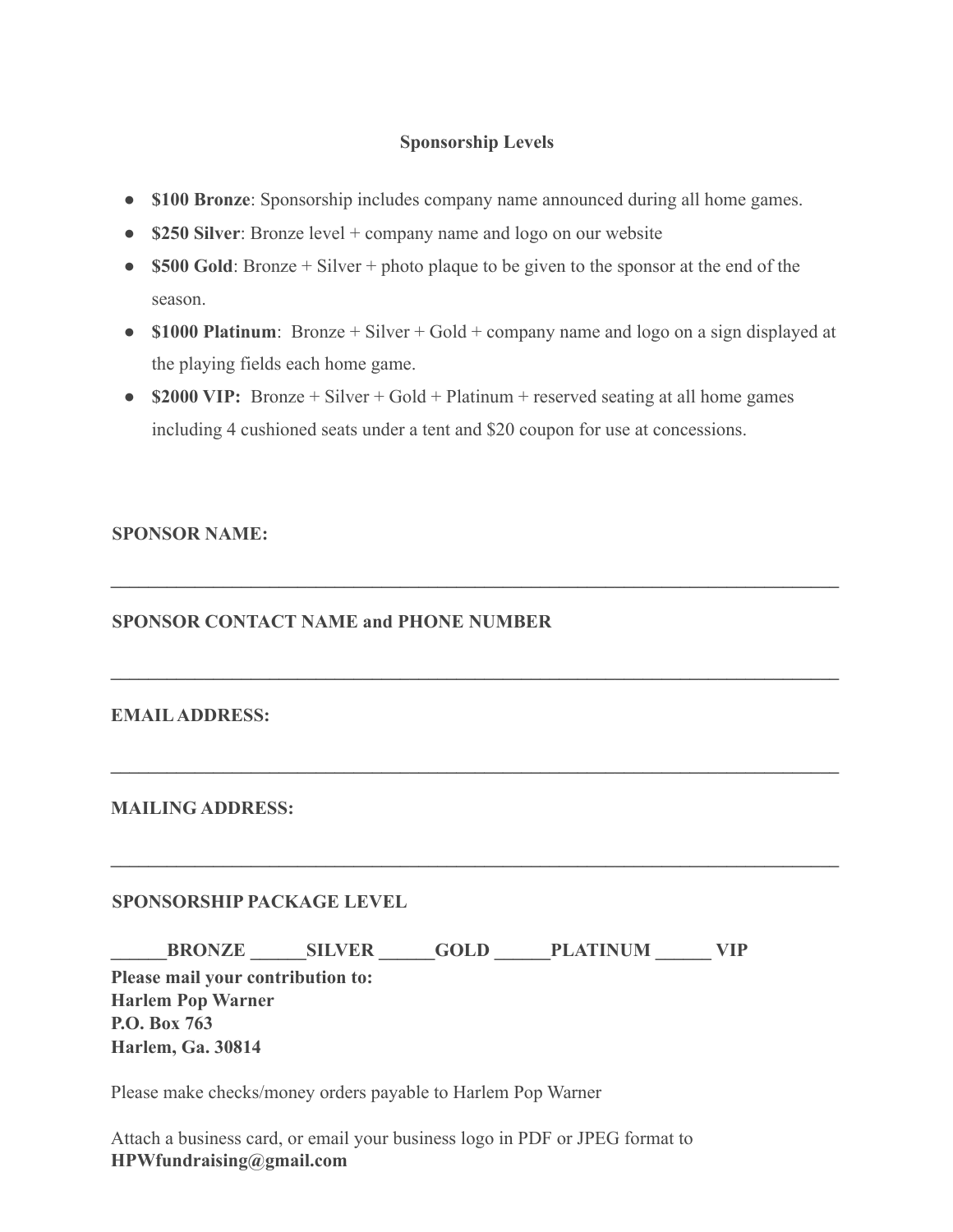## Sponsorship Levels

- **$100 Bronze**: Sponsorship includes company name announced during all home games.
- **$250 Silver**: Bronze level + company name and logo on our website
- **$500 Gold**: Bronze + Silver + photo plaque to be given to the sponsor at the end of the season.
- **$1000 Platinum**: Bronze + Silver + Gold + company name and logo on a sign displayed at the playing fields each home game.
- **$2000 VIP:** Bronze + Silver + Gold + Platinum + reserved seating at all home games including 4 cushioned seats under a tent and $20 coupon for use at concessions.

**SPONSOR NAME:**

**________________________________________________________________________________**

**SPONSOR CONTACT NAME and PHONE NUMBER**

**________________________________________________________________________________**

**EMAIL ADDRESS:**

**________________________________________________________________________________**

**MAILING ADDRESS:**

**________________________________________________________________________________**

**SPONSORSHIP PACKAGE LEVEL**

**______BRONZE ______SILVER ______GOLD ______PLATINUM ______ VIP**

**Please mail your contribution to:**
**Harlem Pop Warner**
**P.O. Box 763**
**Harlem, Ga. 30814**

Please make checks/money orders payable to Harlem Pop Warner

Attach a business card, or email your business logo in PDF or JPEG format to **HPWfundraising@gmail.com**